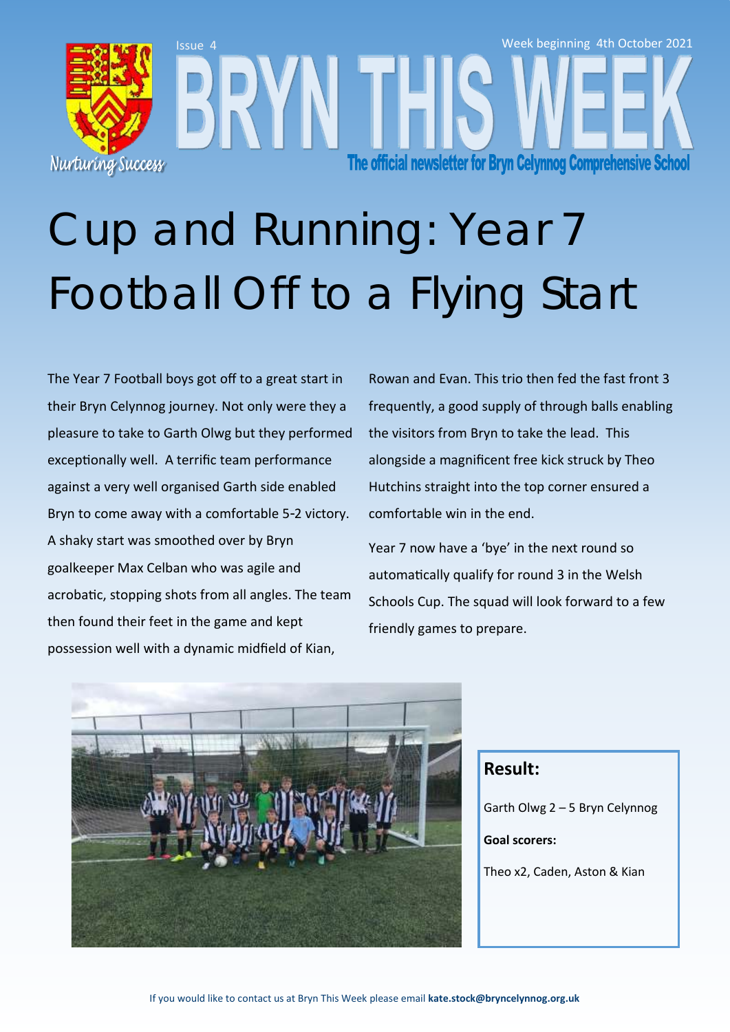Issue 4

Week beginning 4th October 2021

# BRYN THIS WEEK

The official newsletter for Bryn Celynnog Comprehensive School

Nurturing Success

# Cup and Running: Year 7 Football Off to a Flying Start

The Year 7 Football boys got off to a great start in their Bryn Celynnog journey. Not only were they a pleasure to take to Garth Olwg but they performed exceptionally well. A terrific team performance against a very well organised Garth side enabled Bryn to come away with a comfortable 5-2 victory. A shaky start was smoothed over by Bryn goalkeeper Max Celban who was agile and acrobatic, stopping shots from all angles. The team then found their feet in the game and kept possession well with a dynamic midfield of Kian, Rowan and Evan. This trio then fed the fast front 3 frequently, a good supply of through balls enabling the visitors from Bryn to take the lead. This alongside a magnificent free kick struck by Theo Hutchins straight into the top corner ensured a comfortable win in the end.

Year 7 now have a 'bye' in the next round so automatically qualify for round 3 in the Welsh Schools Cup. The squad will look forward to a few friendly games to prepare.

**Result:**

Garth Olwg 2 – 5 Bryn Celynnog

**Goal scorers:**

Theo x2, Caden, Aston & Kian

If you would like to contact us at Bryn This Week please email **kate.stock@bryncelynnog.org.uk**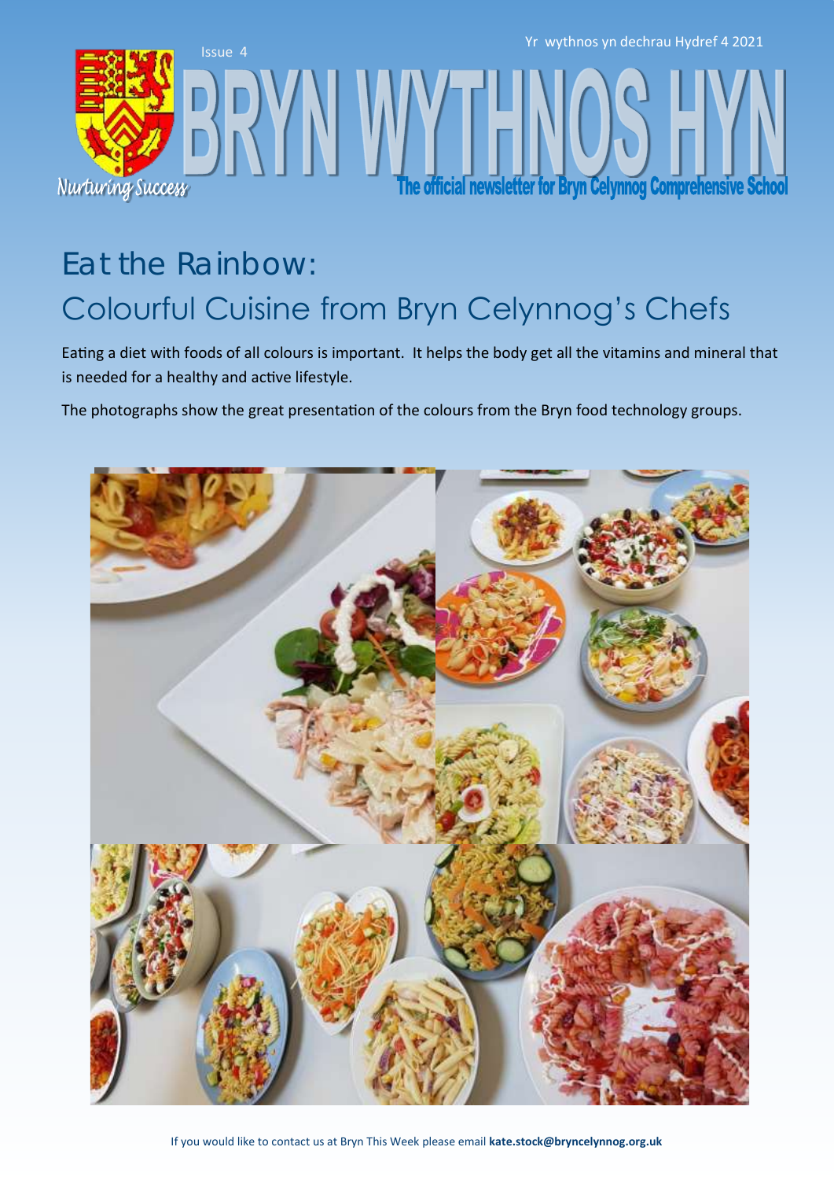# Eat the Rainbow:

## Colourful Cuisine from Bryn Celynnog's Chefs

Eating a diet with foods of all colours is important. It helps the body get all the vitamins and mineral that is needed for a healthy and active lifestyle.

The photographs show the great presentation of the colours from the Bryn food technology groups.

If you would like to contact us at Bryn This Week please email **kate.stock@bryncelynnog.org.uk**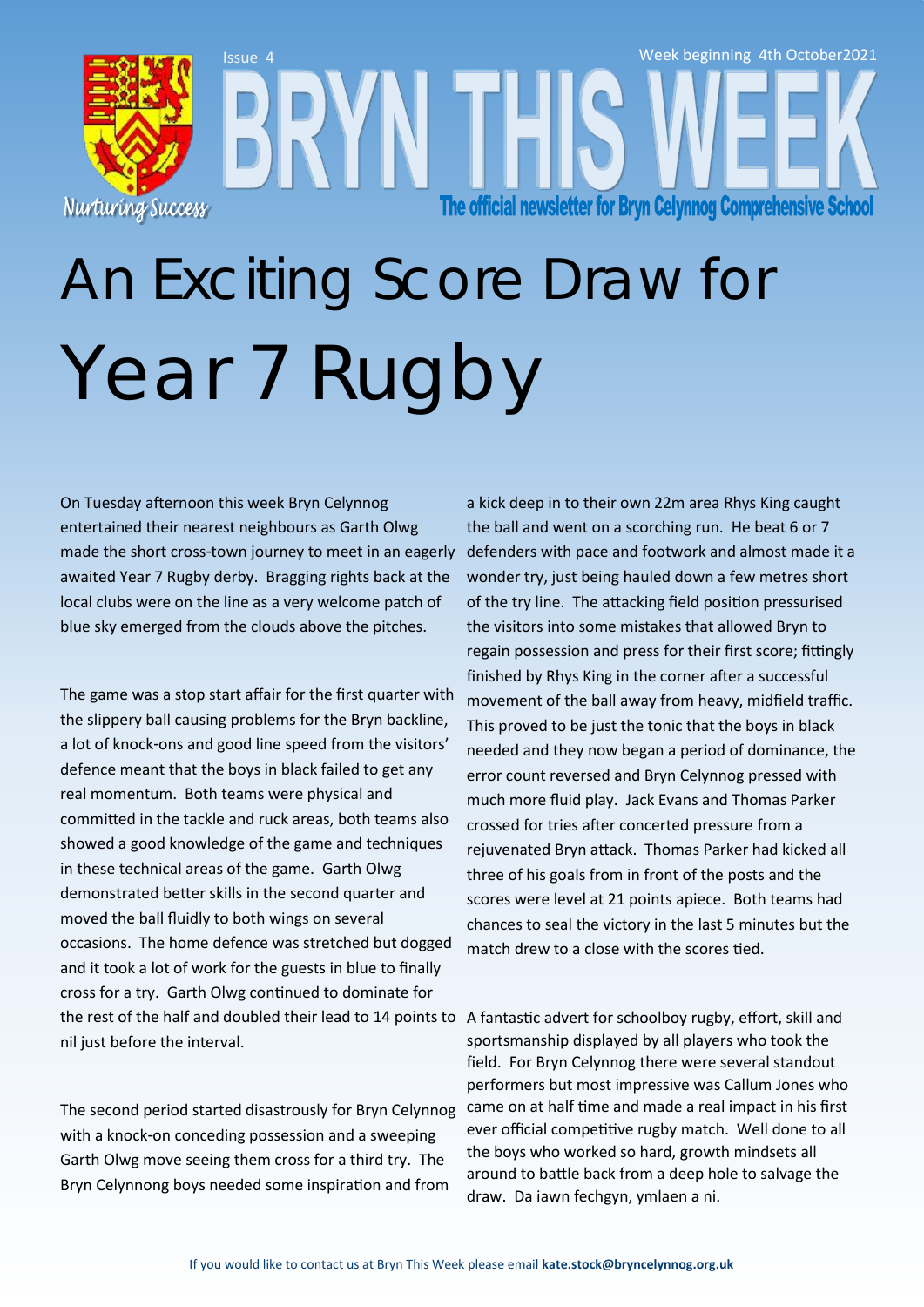# An Exciting Score Draw for Year 7 Rugby

On Tuesday afternoon this week Bryn Celynnog entertained their nearest neighbours as Garth Olwg made the short cross-town journey to meet in an eagerly awaited Year 7 Rugby derby. Bragging rights back at the local clubs were on the line as a very welcome patch of blue sky emerged from the clouds above the pitches.

The game was a stop start affair for the first quarter with the slippery ball causing problems for the Bryn backline, a lot of knock-ons and good line speed from the visitors' defence meant that the boys in black failed to get any real momentum. Both teams were physical and committed in the tackle and ruck areas, both teams also showed a good knowledge of the game and techniques in these technical areas of the game. Garth Olwg demonstrated better skills in the second quarter and moved the ball fluidly to both wings on several occasions. The home defence was stretched but dogged and it took a lot of work for the guests in blue to finally cross for a try. Garth Olwg continued to dominate for the rest of the half and doubled their lead to 14 points to nil just before the interval.

The second period started disastrously for Bryn Celynnog with a knock-on conceding possession and a sweeping Garth Olwg move seeing them cross for a third try. The Bryn Celynnong boys needed some inspiration and from a kick deep in to their own 22m area Rhys King caught the ball and went on a scorching run. He beat 6 or 7 defenders with pace and footwork and almost made it a wonder try, just being hauled down a few metres short of the try line. The attacking field position pressurised the visitors into some mistakes that allowed Bryn to regain possession and press for their first score; fittingly finished by Rhys King in the corner after a successful movement of the ball away from heavy, midfield traffic. This proved to be just the tonic that the boys in black needed and they now began a period of dominance, the error count reversed and Bryn Celynnog pressed with much more fluid play. Jack Evans and Thomas Parker crossed for tries after concerted pressure from a rejuvenated Bryn attack. Thomas Parker had kicked all three of his goals from in front of the posts and the scores were level at 21 points apiece. Both teams had chances to seal the victory in the last 5 minutes but the match drew to a close with the scores tied.

A fantastic advert for schoolboy rugby, effort, skill and sportsmanship displayed by all players who took the field. For Bryn Celynnog there were several standout performers but most impressive was Callum Jones who came on at half time and made a real impact in his first ever official competitive rugby match. Well done to all the boys who worked so hard, growth mindsets all around to battle back from a deep hole to salvage the draw. Da iawn fechgyn, ymlaen a ni.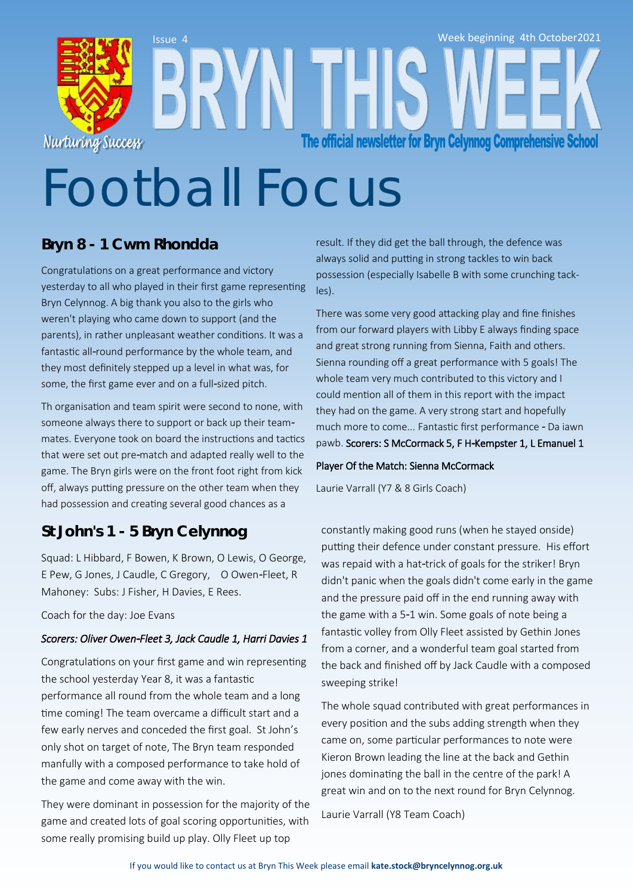Issue 4

Week beginning 4th October2021

# BRYN THIS WEEK

The official newsletter for Bryn Celynnog Comprehensive School

Nurturing Success

# Football Focus

## Bryn 8 - 1 Cwm Rhondda

Congratulations on a great performance and victory yesterday to all who played in their first game representing Bryn Celynnog. A big thank you also to the girls who weren't playing who came down to support (and the parents), in rather unpleasant weather conditions. It was a fantastic all-round performance by the whole team, and they most definitely stepped up a level in what was, for some, the first game ever and on a full-sized pitch.

Th organisation and team spirit were second to none, with someone always there to support or back up their team-mates. Everyone took on board the instructions and tactics that were set out pre-match and adapted really well to the game. The Bryn girls were on the front foot right from kick off, always putting pressure on the other team when they had possession and creating several good chances as a result. If they did get the ball through, the defence was always solid and putting in strong tackles to win back possession (especially Isabelle B with some crunching tackles).

There was some very good attacking play and fine finishes from our forward players with Libby E always finding space and great strong running from Sienna, Faith and others. Sienna rounding off a great performance with 5 goals! The whole team very much contributed to this victory and I could mention all of them in this report with the impact they had on the game. A very strong start and hopefully much more to come... Fantastic first performance - Da iawn pawb. Scorers: S McCormack 5, F H-Kempster 1, L Emanuel 1

Player Of the Match: Sienna McCormack

Laurie Varrall (Y7 & 8 Girls Coach)

## St John's 1 - 5 Bryn Celynnog

Squad: L Hibbard, F Bowen, K Brown, O Lewis, O George, E Pew, G Jones, J Caudle, C Gregory, O Owen-Fleet, R Mahoney: Subs: J Fisher, H Davies, E Rees.

Coach for the day: Joe Evans

*Scorers: Oliver Owen-Fleet 3, Jack Caudle 1, Harri Davies 1*

Congratulations on your first game and win representing the school yesterday Year 8, it was a fantastic performance all round from the whole team and a long time coming! The team overcame a difficult start and a few early nerves and conceded the first goal. St John's only shot on target of note, The Bryn team responded manfully with a composed performance to take hold of the game and come away with the win.

They were dominant in possession for the majority of the game and created lots of goal scoring opportunities, with some really promising build up play. Olly Fleet up top constantly making good runs (when he stayed onside) putting their defence under constant pressure. His effort was repaid with a hat-trick of goals for the striker! Bryn didn't panic when the goals didn't come early in the game and the pressure paid off in the end running away with the game with a 5-1 win. Some goals of note being a fantastic volley from Olly Fleet assisted by Gethin Jones from a corner, and a wonderful team goal started from the back and finished off by Jack Caudle with a composed sweeping strike!

The whole squad contributed with great performances in every position and the subs adding strength when they came on, some particular performances to note were Kieron Brown leading the line at the back and Gethin jones dominating the ball in the centre of the park! A great win and on to the next round for Bryn Celynnog.

Laurie Varrall (Y8 Team Coach)

If you would like to contact us at Bryn This Week please email **kate.stock@bryncelynnog.org.uk**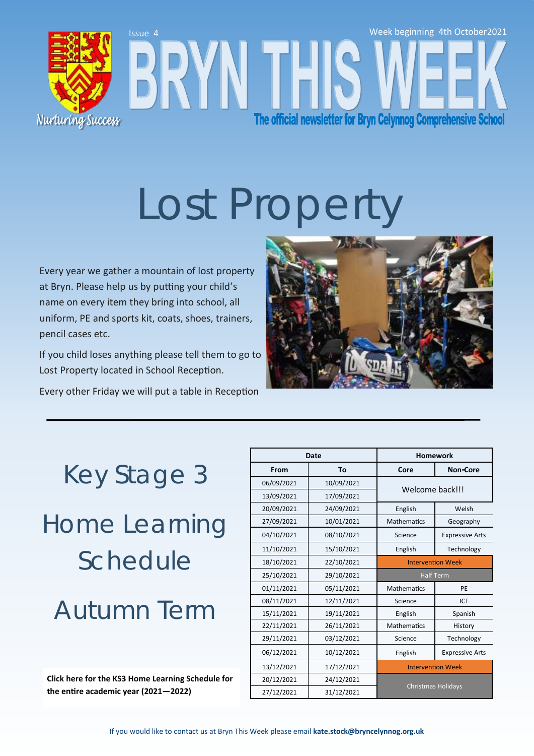Issue 4

Week beginning 4th October2021

# BRYN THIS WEEK

The official newsletter for Bryn Celynnog Comprehensive School

Nurturing Success

# Lost Property

Every year we gather a mountain of lost property at Bryn. Please help us by putting your child's name on every item they bring into school, all uniform, PE and sports kit, coats, shoes, trainers, pencil cases etc.

If you child loses anything please tell them to go to Lost Property located in School Reception.

Every other Friday we will put a table in Reception

# Key Stage 3 Home Learning Schedule Autumn Term

| Date | | Homework | |
|---|---|---|---|
| From | To | Core | Non-Core |
| 06/09/2021 | 10/09/2021 | Welcome back!!! | |
| 13/09/2021 | 17/09/2021 | | |
| 20/09/2021 | 24/09/2021 | English | Welsh |
| 27/09/2021 | 10/01/2021 | Mathematics | Geography |
| 04/10/2021 | 08/10/2021 | Science | Expressive Arts |
| 11/10/2021 | 15/10/2021 | English | Technology |
| 18/10/2021 | 22/10/2021 | Intervention Week | |
| 25/10/2021 | 29/10/2021 | Half Term | |
| 01/11/2021 | 05/11/2021 | Mathematics | PE |
| 08/11/2021 | 12/11/2021 | Science | ICT |
| 15/11/2021 | 19/11/2021 | English | Spanish |
| 22/11/2021 | 26/11/2021 | Mathematics | History |
| 29/11/2021 | 03/12/2021 | Science | Technology |
| 06/12/2021 | 10/12/2021 | English | Expressive Arts |
| 13/12/2021 | 17/12/2021 | Intervention Week | |
| 20/12/2021 | 24/12/2021 | Christmas Holidays | |
| 27/12/2021 | 31/12/2021 | | |

**Click here for the KS3 Home Learning Schedule for the entire academic year (2021—2022)**

If you would like to contact us at Bryn This Week please email **kate.stock@bryncelynnog.org.uk**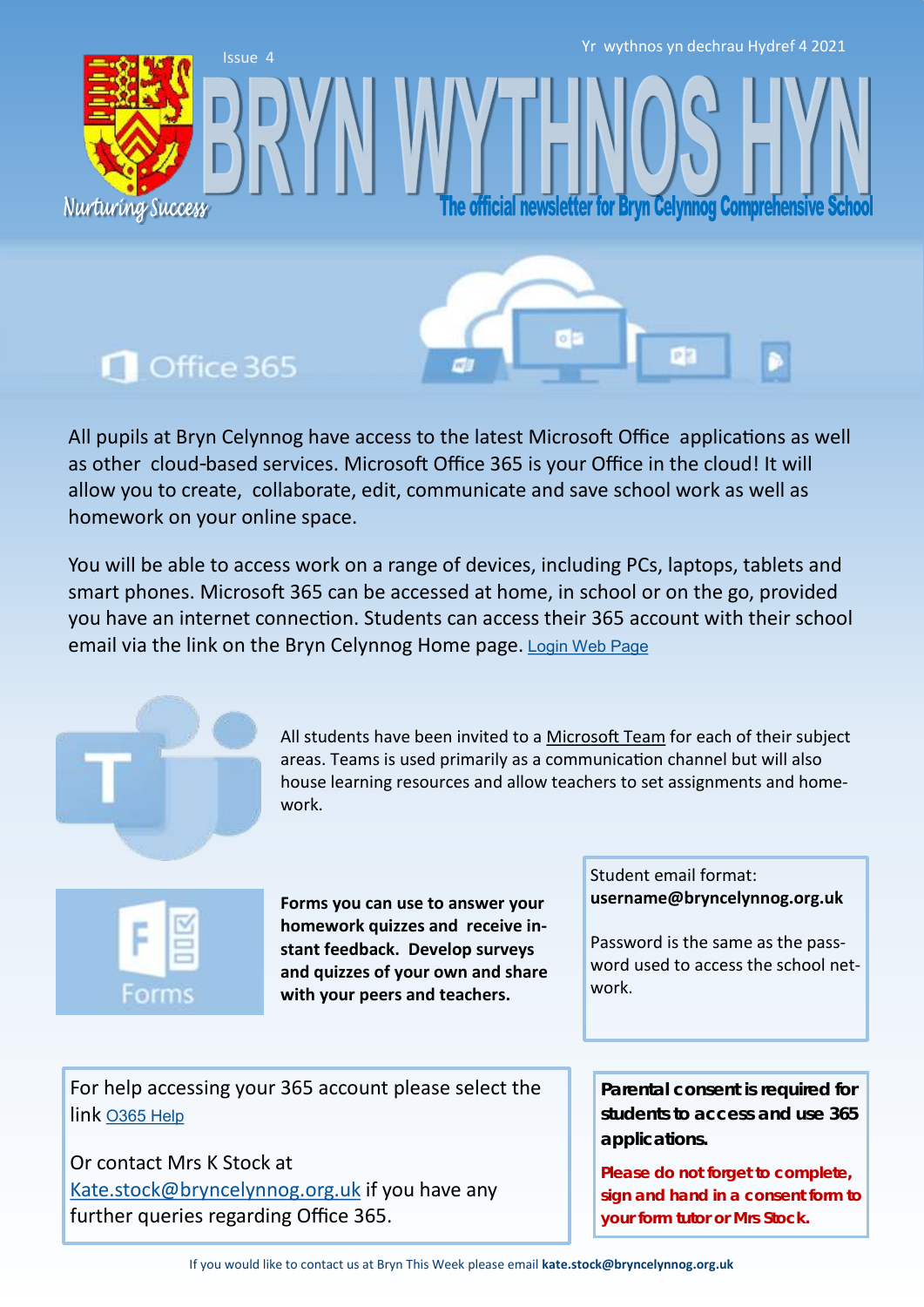Issue 4

Yr wythnos yn dechrau Hydref 4 2021

# BRYN WYTHNOS HYN

Nurturing Success

**The official newsletter for Bryn Celynnog Comprehensive School**

## Office 365

All pupils at Bryn Celynnog have access to the latest Microsoft Office applications as well as other cloud-based services. Microsoft Office 365 is your Office in the cloud! It will allow you to create, collaborate, edit, communicate and save school work as well as homework on your online space.

You will be able to access work on a range of devices, including PCs, laptops, tablets and smart phones. Microsoft 365 can be accessed at home, in school or on the go, provided you have an internet connection. Students can access their 365 account with their school email via the link on the Bryn Celynnog Home page. Login Web Page

All students have been invited to a Microsoft Team for each of their subject areas. Teams is used primarily as a communication channel but will also house learning resources and allow teachers to set assignments and homework.

Forms

**Forms you can use to answer your homework quizzes and receive instant feedback. Develop surveys and quizzes of your own and share with your peers and teachers.**

Student email format:
**username@bryncelynnog.org.uk**

Password is the same as the password used to access the school network.

For help accessing your 365 account please select the link O365 Help

Or contact Mrs K Stock at Kate.stock@bryncelynnog.org.uk if you have any further queries regarding Office 365.

**Parental consent is required for students to access and use 365 applications.**

**Please do not forget to complete, sign and hand in a consent form to your form tutor or Mrs Stock.**

If you would like to contact us at Bryn This Week please email **kate.stock@bryncelynnog.org.uk**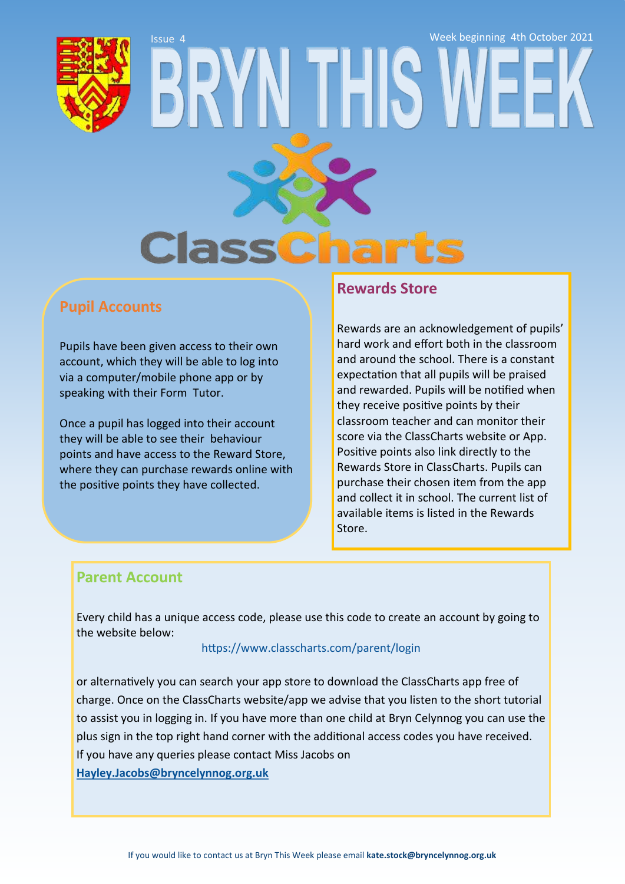Issue 4

Week beginning 4th October 2021

# BRYN THIS WEEK

ClassCharts

## Pupil Accounts

Pupils have been given access to their own account, which they will be able to log into via a computer/mobile phone app or by speaking with their Form Tutor.

Once a pupil has logged into their account they will be able to see their behaviour points and have access to the Reward Store, where they can purchase rewards online with the positive points they have collected.

## Rewards Store

Rewards are an acknowledgement of pupils' hard work and effort both in the classroom and around the school. There is a constant expectation that all pupils will be praised and rewarded. Pupils will be notified when they receive positive points by their classroom teacher and can monitor their score via the ClassCharts website or App. Positive points also link directly to the Rewards Store in ClassCharts. Pupils can purchase their chosen item from the app and collect it in school. The current list of available items is listed in the Rewards Store.

## Parent Account

Every child has a unique access code, please use this code to create an account by going to the website below:

https://www.classcharts.com/parent/login

or alternatively you can search your app store to download the ClassCharts app free of charge. Once on the ClassCharts website/app we advise that you listen to the short tutorial to assist you in logging in. If you have more than one child at Bryn Celynnog you can use the plus sign in the top right hand corner with the additional access codes you have received.
If you have any queries please contact Miss Jacobs on
**Hayley.Jacobs@bryncelynnog.org.uk**

If you would like to contact us at Bryn This Week please email **kate.stock@bryncelynnog.org.uk**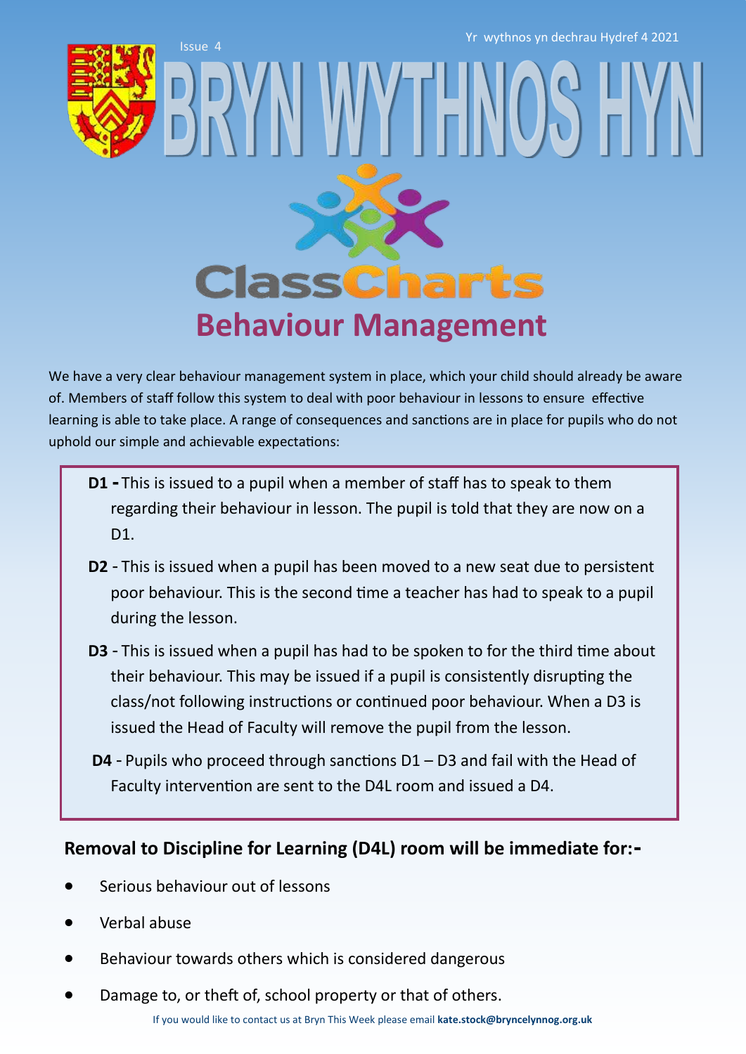Issue 4

Yr wythnos yn dechrau Hydref 4 2021

# BRYN WYTHNOS HYN

ClassCharts

## Behaviour Management

We have a very clear behaviour management system in place, which your child should already be aware of. Members of staff follow this system to deal with poor behaviour in lessons to ensure effective learning is able to take place. A range of consequences and sanctions are in place for pupils who do not uphold our simple and achievable expectations:

**D1 -** This is issued to a pupil when a member of staff has to speak to them regarding their behaviour in lesson. The pupil is told that they are now on a D1.

**D2** - This is issued when a pupil has been moved to a new seat due to persistent poor behaviour. This is the second time a teacher has had to speak to a pupil during the lesson.

**D3** - This is issued when a pupil has had to be spoken to for the third time about their behaviour. This may be issued if a pupil is consistently disrupting the class/not following instructions or continued poor behaviour. When a D3 is issued the Head of Faculty will remove the pupil from the lesson.

**D4** - Pupils who proceed through sanctions D1 – D3 and fail with the Head of Faculty intervention are sent to the D4L room and issued a D4.

### Removal to Discipline for Learning (D4L) room will be immediate for:-

- Serious behaviour out of lessons
- Verbal abuse
- Behaviour towards others which is considered dangerous
- Damage to, or theft of, school property or that of others.

If you would like to contact us at Bryn This Week please email **kate.stock@bryncelynnog.org.uk**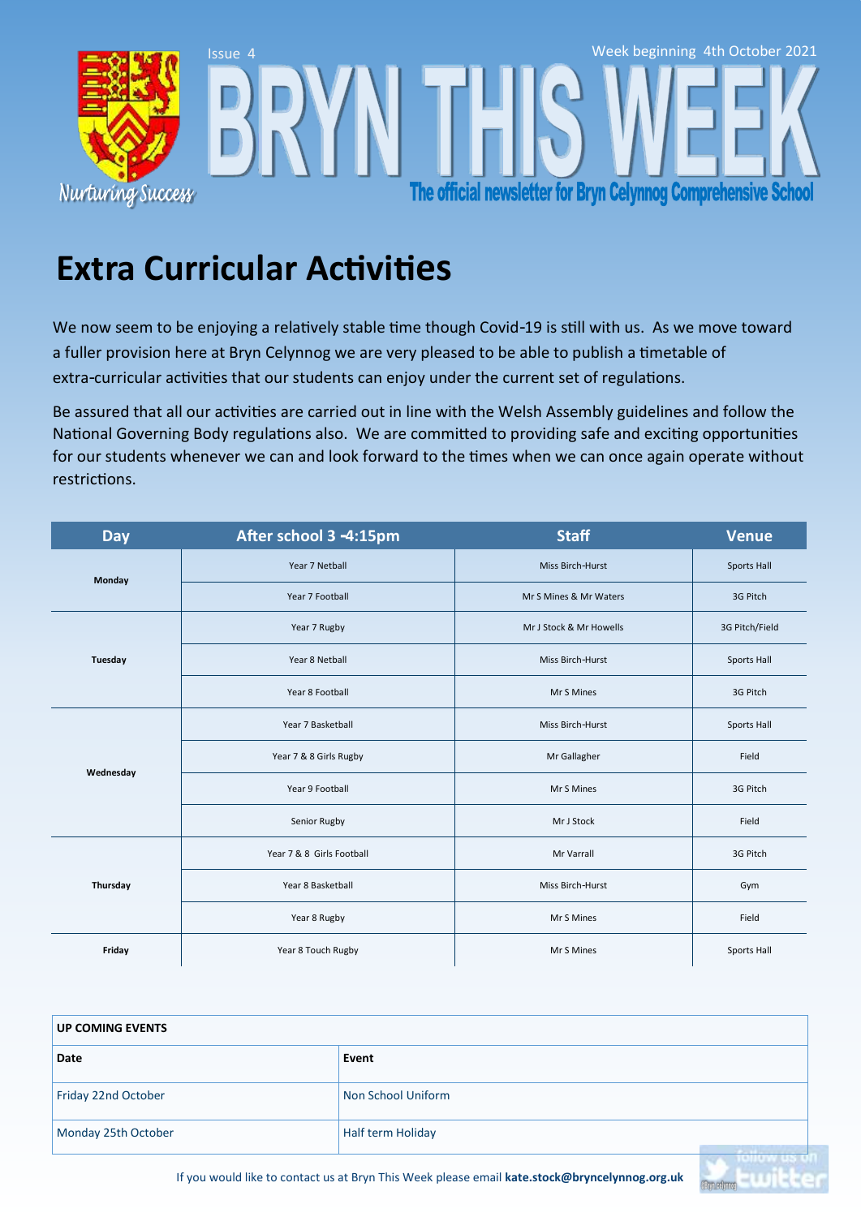Issue 4

Week beginning 4th October 2021

# BRYN THIS WEEK

The official newsletter for Bryn Celynnog Comprehensive School

Nurturing Success

## Extra Curricular Activities

We now seem to be enjoying a relatively stable time though Covid-19 is still with us. As we move toward a fuller provision here at Bryn Celynnog we are very pleased to be able to publish a timetable of extra-curricular activities that our students can enjoy under the current set of regulations.

Be assured that all our activities are carried out in line with the Welsh Assembly guidelines and follow the National Governing Body regulations also. We are committed to providing safe and exciting opportunities for our students whenever we can and look forward to the times when we can once again operate without restrictions.

| Day | After school 3 -4:15pm | Staff | Venue |
|---|---|---|---|
| Monday | Year 7 Netball | Miss Birch-Hurst | Sports Hall |
| | Year 7 Football | Mr S Mines & Mr Waters | 3G Pitch |
| Tuesday | Year 7 Rugby | Mr J Stock & Mr Howells | 3G Pitch/Field |
| | Year 8 Netball | Miss Birch-Hurst | Sports Hall |
| | Year 8 Football | Mr S Mines | 3G Pitch |
| Wednesday | Year 7 Basketball | Miss Birch-Hurst | Sports Hall |
| | Year 7 & 8 Girls Rugby | Mr Gallagher | Field |
| | Year 9 Football | Mr S Mines | 3G Pitch |
| | Senior Rugby | Mr J Stock | Field |
| Thursday | Year 7 & 8 Girls Football | Mr Varrall | 3G Pitch |
| | Year 8 Basketball | Miss Birch-Hurst | Gym |
| | Year 8 Rugby | Mr S Mines | Field |
| Friday | Year 8 Touch Rugby | Mr S Mines | Sports Hall |

| UP COMING EVENTS | |
|---|---|
| **Date** | **Event** |
| Friday 22nd October | Non School Uniform |
| Monday 25th October | Half term Holiday |

If you would like to contact us at Bryn This Week please email **kate.stock@bryncelynnog.org.uk**

follow us on twitter